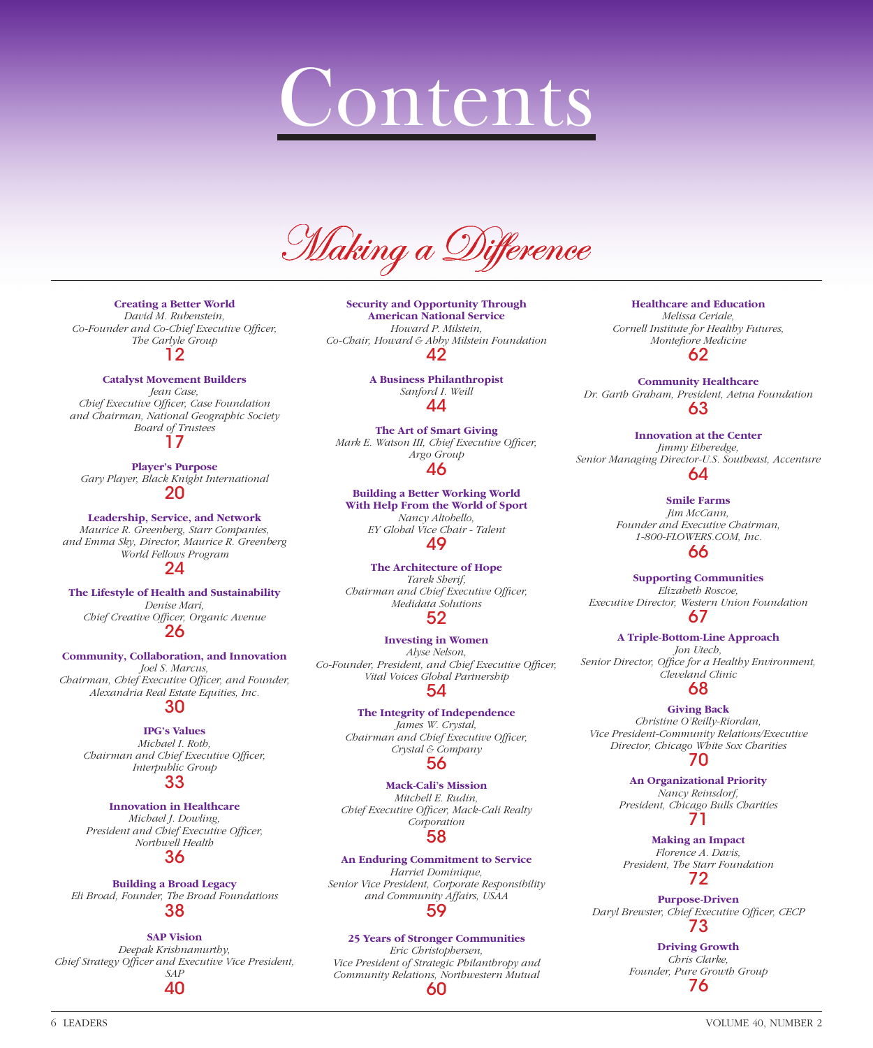# Contents

## Making a Difference

**Creating a Better World**
*David M. Rubenstein, Co-Founder and Co-Chief Executive Officer, The Carlyle Group*
12

**Catalyst Movement Builders**
*Jean Case, Chief Executive Officer, Case Foundation and Chairman, National Geographic Society Board of Trustees*
17

**Player's Purpose**
*Gary Player, Black Knight International*
20

**Leadership, Service, and Network**
*Maurice R. Greenberg, Starr Companies, and Emma Sky, Director, Maurice R. Greenberg World Fellows Program*
24

**The Lifestyle of Health and Sustainability**
*Denise Mari, Chief Creative Officer, Organic Avenue*
26

**Community, Collaboration, and Innovation**
*Joel S. Marcus, Chairman, Chief Executive Officer, and Founder, Alexandria Real Estate Equities, Inc.*
30

**IPG's Values**
*Michael I. Roth, Chairman and Chief Executive Officer, Interpublic Group*
33

**Innovation in Healthcare**
*Michael J. Dowling, President and Chief Executive Officer, Northwell Health*
36

**Building a Broad Legacy**
*Eli Broad, Founder, The Broad Foundations*
38

**SAP Vision**
*Deepak Krishnamurthy, Chief Strategy Officer and Executive Vice President, SAP*
40

**Security and Opportunity Through American National Service**
*Howard P. Milstein, Co-Chair, Howard & Abby Milstein Foundation*
42

**A Business Philanthropist**
*Sanford I. Weill*
44

**The Art of Smart Giving**
*Mark E. Watson III, Chief Executive Officer, Argo Group*
46

**Building a Better Working World With Help From the World of Sport**
*Nancy Altobello, EY Global Vice Chair - Talent*
49

**The Architecture of Hope**
*Tarek Sherif, Chairman and Chief Executive Officer, Medidata Solutions*
52

**Investing in Women**
*Alyse Nelson, Co-Founder, President, and Chief Executive Officer, Vital Voices Global Partnership*
54

**The Integrity of Independence**
*James W. Crystal, Chairman and Chief Executive Officer, Crystal & Company*
56

**Mack-Cali's Mission**
*Mitchell E. Rudin, Chief Executive Officer, Mack-Cali Realty Corporation*
58

**An Enduring Commitment to Service**
*Harriet Dominique, Senior Vice President, Corporate Responsibility and Community Affairs, USAA*
59

**25 Years of Stronger Communities**
*Eric Christophersen, Vice President of Strategic Philanthropy and Community Relations, Northwestern Mutual*
60

**Healthcare and Education**
*Melissa Ceriale, Cornell Institute for Healthy Futures, Montefiore Medicine*
62

**Community Healthcare**
*Dr. Garth Graham, President, Aetna Foundation*
63

**Innovation at the Center**
*Jimmy Etheredge, Senior Managing Director-U.S. Southeast, Accenture*
64

**Smile Farms**
*Jim McCann, Founder and Executive Chairman, 1-800-FLOWERS.COM, Inc.*
66

**Supporting Communities**
*Elizabeth Roscoe, Executive Director, Western Union Foundation*
67

**A Triple-Bottom-Line Approach**
*Jon Utech, Senior Director, Office for a Healthy Environment, Cleveland Clinic*
68

**Giving Back**
*Christine O'Reilly-Riordan, Vice President-Community Relations/Executive Director, Chicago White Sox Charities*
70

**An Organizational Priority**
*Nancy Reinsdorf, President, Chicago Bulls Charities*
71

**Making an Impact**
*Florence A. Davis, President, The Starr Foundation*
72

**Purpose-Driven**
*Daryl Brewster, Chief Executive Officer, CECP*
73

**Driving Growth**
*Chris Clarke, Founder, Pure Growth Group*
76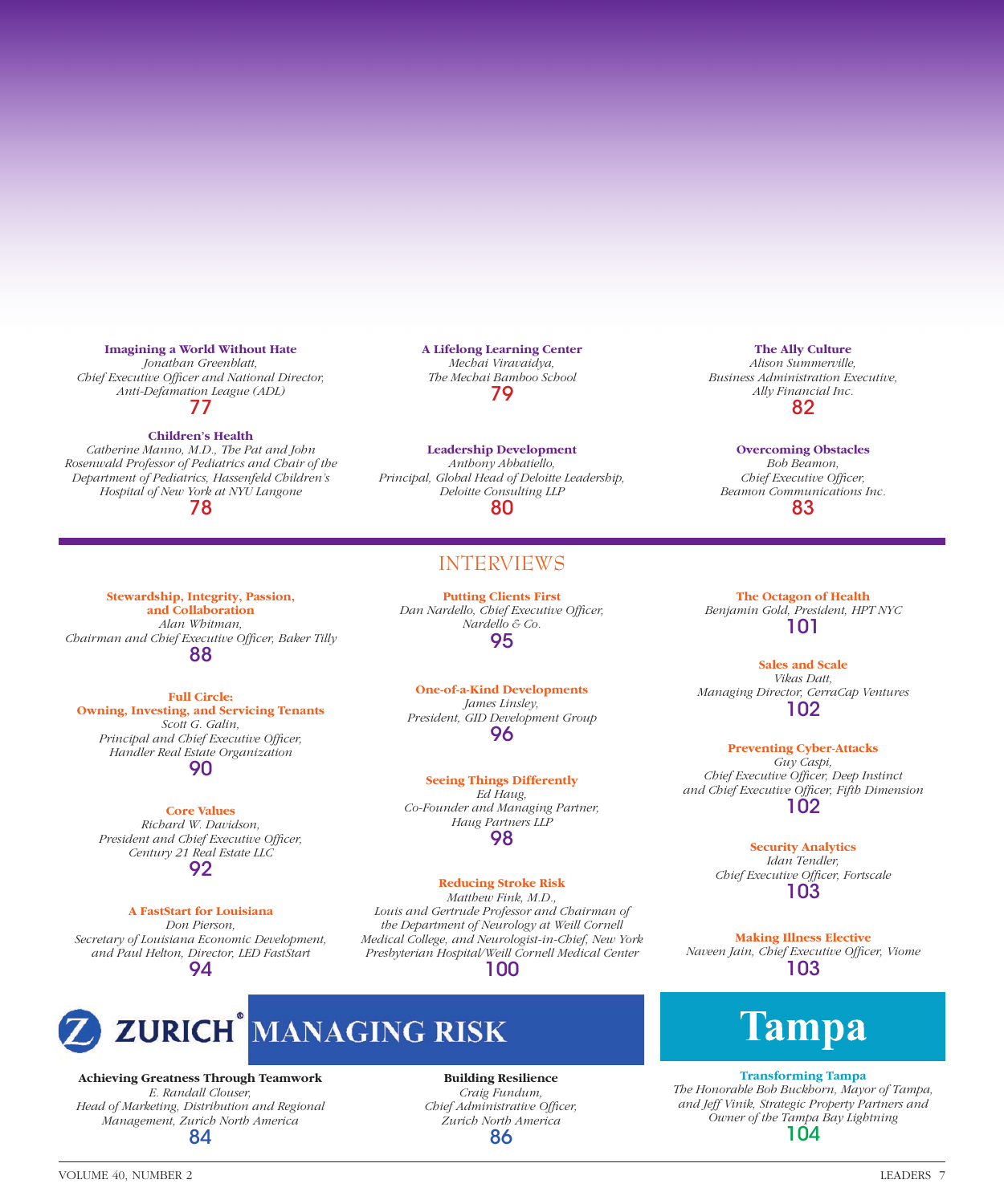**Imagining a World Without Hate**
*Jonathan Greenblatt, Chief Executive Officer and National Director, Anti-Defamation League (ADL)*
77

**Children's Health**
*Catherine Manno, M.D., The Pat and John Rosenwald Professor of Pediatrics and Chair of the Department of Pediatrics, Hassenfeld Children's Hospital of New York at NYU Langone*
78

**A Lifelong Learning Center**
*Mechai Viravaidya, The Mechai Bamboo School*
79

**Leadership Development**
*Anthony Abbatiello, Principal, Global Head of Deloitte Leadership, Deloitte Consulting LLP*
80

**The Ally Culture**
*Alison Summerville, Business Administration Executive, Ally Financial Inc.*
82

**Overcoming Obstacles**
*Bob Beamon, Chief Executive Officer, Beamon Communications Inc.*
83

## INTERVIEWS

**Stewardship, Integrity, Passion, and Collaboration**
*Alan Whitman, Chairman and Chief Executive Officer, Baker Tilly*
88

**Full Circle: Owning, Investing, and Servicing Tenants**
*Scott G. Galin, Principal and Chief Executive Officer, Handler Real Estate Organization*
90

**Core Values**
*Richard W. Davidson, President and Chief Executive Officer, Century 21 Real Estate LLC*
92

**A FastStart for Louisiana**
*Don Pierson, Secretary of Louisiana Economic Development, and Paul Helton, Director, LED FastStart*
94

**Putting Clients First**
*Dan Nardello, Chief Executive Officer, Nardello & Co.*
95

**One-of-a-Kind Developments**
*James Linsley, President, GID Development Group*
96

**Seeing Things Differently**
*Ed Haug, Co-Founder and Managing Partner, Haug Partners LLP*
98

**Reducing Stroke Risk**
*Matthew Fink, M.D., Louis and Gertrude Professor and Chairman of the Department of Neurology at Weill Cornell Medical College, and Neurologist-in-Chief, New York Presbyterian Hospital/Weill Cornell Medical Center*
100

**The Octagon of Health**
*Benjamin Gold, President, HPT NYC*
101

**Sales and Scale**
*Vikas Datt, Managing Director, CerraCap Ventures*
102

**Preventing Cyber-Attacks**
*Guy Caspi, Chief Executive Officer, Deep Instinct and Chief Executive Officer, Fifth Dimension*
102

**Security Analytics**
*Idan Tendler, Chief Executive Officer, Fortscale*
103

**Making Illness Elective**
*Naveen Jain, Chief Executive Officer, Viome*
103

## ZURICH® MANAGING RISK

**Achieving Greatness Through Teamwork**
*E. Randall Clouser, Head of Marketing, Distribution and Regional Management, Zurich North America*
84

**Building Resilience**
*Craig Fundum, Chief Administrative Officer, Zurich North America*
86

## Tampa

**Transforming Tampa**
*The Honorable Bob Buckhorn, Mayor of Tampa, and Jeff Vinik, Strategic Property Partners and Owner of the Tampa Bay Lightning*
104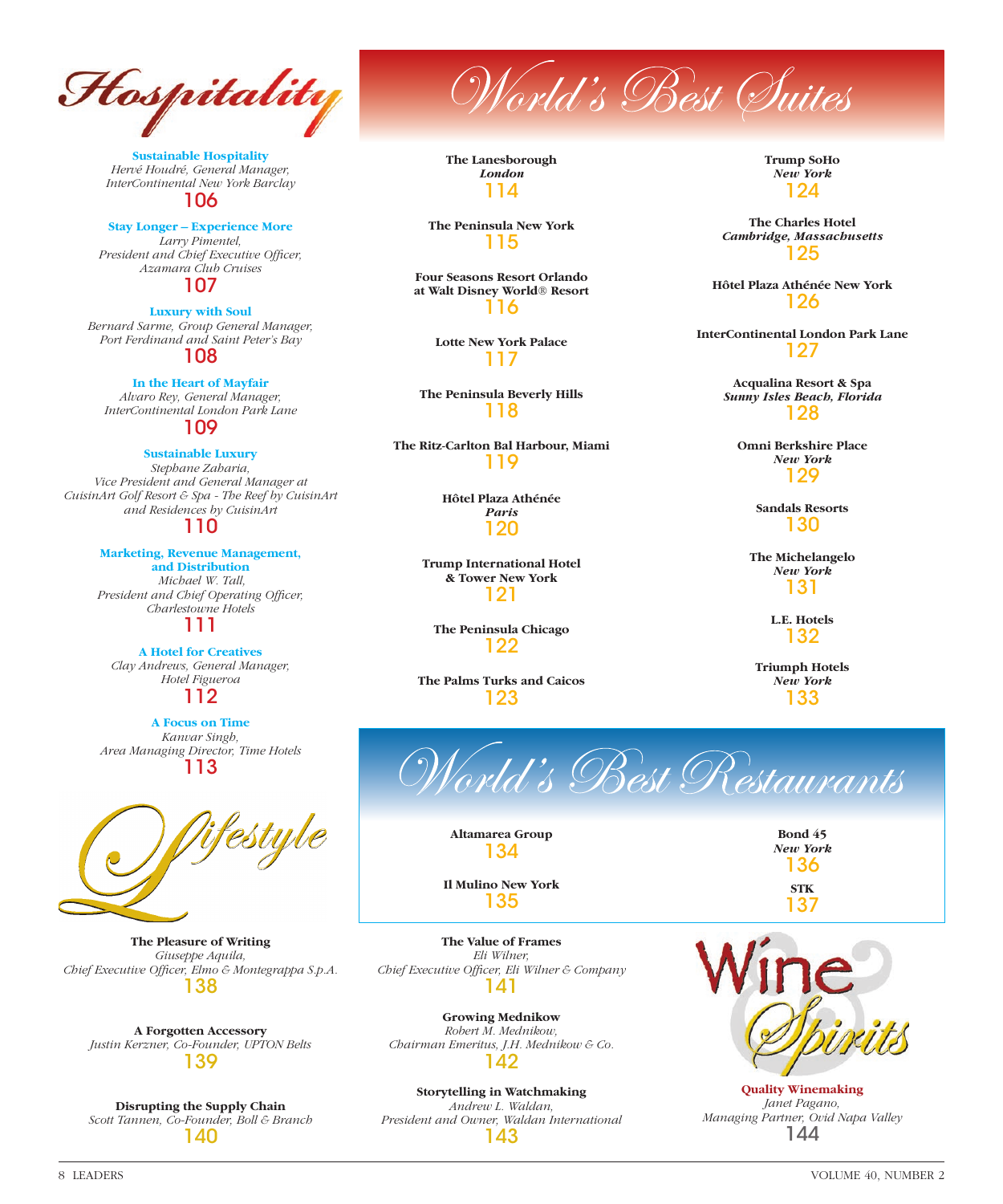# Hospitality

**Sustainable Hospitality**
*Hervé Houdré, General Manager, InterContinental New York Barclay*
106

**Stay Longer – Experience More**
*Larry Pimentel, President and Chief Executive Officer, Azamara Club Cruises*
107

**Luxury with Soul**
*Bernard Sarme, Group General Manager, Port Ferdinand and Saint Peter's Bay*
108

**In the Heart of Mayfair**
*Alvaro Rey, General Manager, InterContinental London Park Lane*
109

**Sustainable Luxury**
*Stephane Zabaria, Vice President and General Manager at CuisinArt Golf Resort & Spa - The Reef by CuisinArt and Residences by CuisinArt*
110

**Marketing, Revenue Management, and Distribution**
*Michael W. Tall, President and Chief Operating Officer, Charlestowne Hotels*
111

**A Hotel for Creatives**
*Clay Andrews, General Manager, Hotel Figueroa*
112

**A Focus on Time**
*Kanvar Singh, Area Managing Director, Time Hotels*
113

# World's Best Suites

**The Lanesborough**
***London***
114

**The Peninsula New York**
115

**Four Seasons Resort Orlando at Walt Disney World® Resort**
116

**Lotte New York Palace**
117

**The Peninsula Beverly Hills**
118

**The Ritz-Carlton Bal Harbour, Miami**
119

**Hôtel Plaza Athénée**
***Paris***
120

**Trump International Hotel & Tower New York**
121

**The Peninsula Chicago**
122

**The Palms Turks and Caicos**
123

**Trump SoHo**
***New York***
124

**The Charles Hotel**
***Cambridge, Massachusetts***
125

**Hôtel Plaza Athénée New York**
126

**InterContinental London Park Lane**
127

**Acqualina Resort & Spa**
***Sunny Isles Beach, Florida***
128

**Omni Berkshire Place**
***New York***
129

**Sandals Resorts**
130

**The Michelangelo**
***New York***
131

**L.E. Hotels**
132

**Triumph Hotels**
***New York***
133

# World's Best Restaurants

**Altamarea Group**
134

**Il Mulino New York**
135

**Bond 45**
***New York***
136

**STK**
137

# Lifestyle

**The Pleasure of Writing**
*Giuseppe Aquila, Chief Executive Officer, Elmo & Montegrappa S.p.A.*
138

**A Forgotten Accessory**
*Justin Kerzner, Co-Founder, UPTON Belts*
139

**Disrupting the Supply Chain**
*Scott Tannen, Co-Founder, Boll & Branch*
140

**The Value of Frames**
*Eli Wilner, Chief Executive Officer, Eli Wilner & Company*
141

**Growing Mednikow**
*Robert M. Mednikow, Chairman Emeritus, J.H. Mednikow & Co.*
142

**Storytelling in Watchmaking**
*Andrew L. Waldan, President and Owner, Waldan International*
143

# Wine & Spirits

**Quality Winemaking**
*Janet Pagano, Managing Partner, Ovid Napa Valley*
144